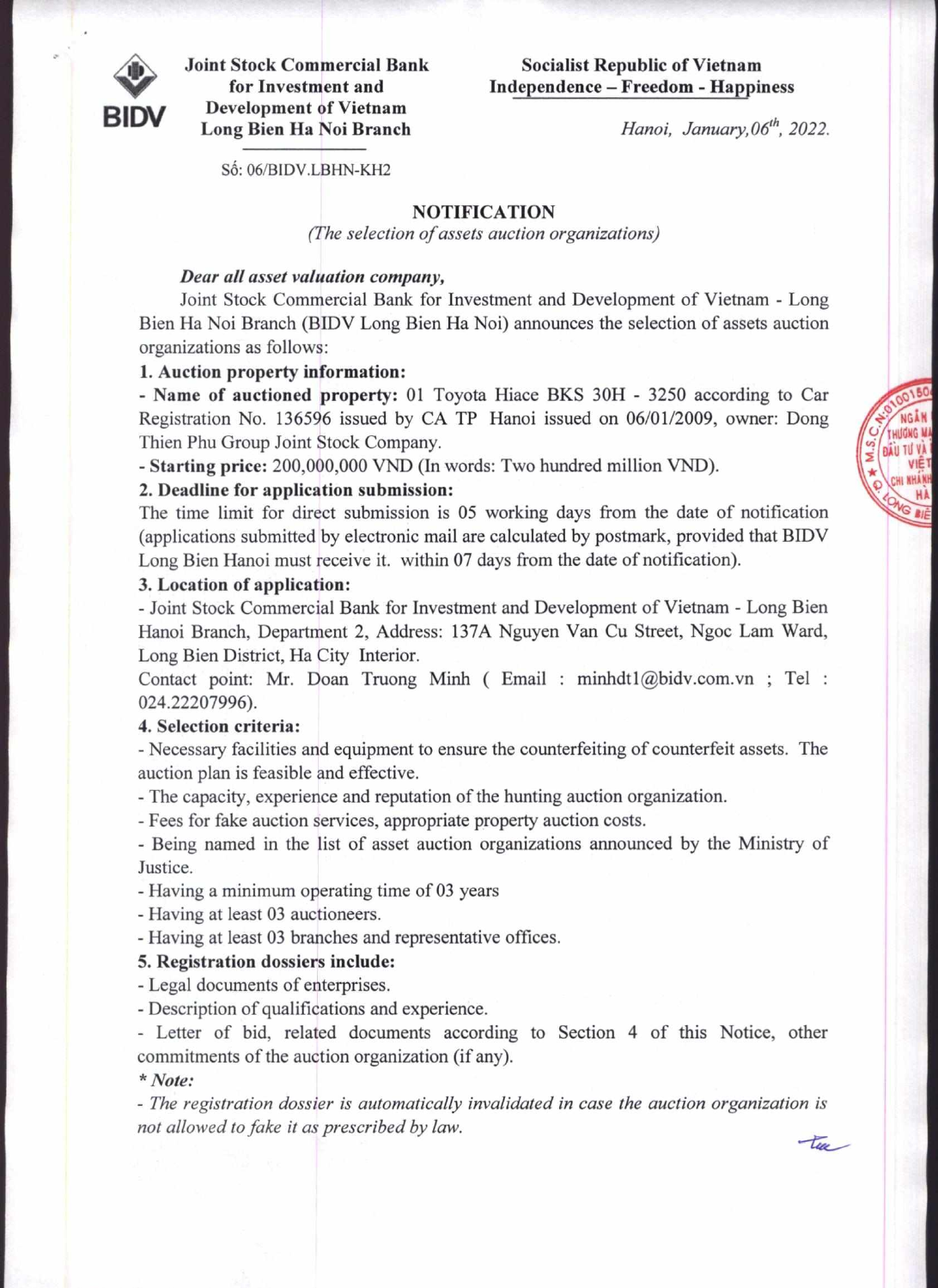Joint Stock Commercial Bank for Investment and Development of Vietnam
Long Bien Ha Noi Branch

Số: 06/BIDV.LBHN-KH2

**Socialist Republic of Vietnam**
**Independence – Freedom - Happiness**

*Hanoi, January,06th, 2022.*

# NOTIFICATION

*(The selection of assets auction organizations)*

***Dear all asset valuation company,***

Joint Stock Commercial Bank for Investment and Development of Vietnam - Long Bien Ha Noi Branch (BIDV Long Bien Ha Noi) announces the selection of assets auction organizations as follows:

**1. Auction property information:**

- **Name of auctioned property:** 01 Toyota Hiace BKS 30H - 3250 according to Car Registration No. 136596 issued by CA TP Hanoi issued on 06/01/2009, owner: Dong Thien Phu Group Joint Stock Company.
- **Starting price:** 200,000,000 VND (In words: Two hundred million VND).

**2. Deadline for application submission:**

The time limit for direct submission is 05 working days from the date of notification (applications submitted by electronic mail are calculated by postmark, provided that BIDV Long Bien Hanoi must receive it. within 07 days from the date of notification).

**3. Location of application:**

- Joint Stock Commercial Bank for Investment and Development of Vietnam - Long Bien Hanoi Branch, Department 2, Address: 137A Nguyen Van Cu Street, Ngoc Lam Ward, Long Bien District, Ha City Interior.

Contact point: Mr. Doan Truong Minh ( Email : minhdt1@bidv.com.vn ; Tel : 024.22207996).

**4. Selection criteria:**

- Necessary facilities and equipment to ensure the counterfeiting of counterfeit assets. The auction plan is feasible and effective.
- The capacity, experience and reputation of the hunting auction organization.
- Fees for fake auction services, appropriate property auction costs.
- Being named in the list of asset auction organizations announced by the Ministry of Justice.
- Having a minimum operating time of 03 years
- Having at least 03 auctioneers.
- Having at least 03 branches and representative offices.

**5. Registration dossiers include:**

- Legal documents of enterprises.
- Description of qualifications and experience.
- Letter of bid, related documents according to Section 4 of this Notice, other commitments of the auction organization (if any).

***\* Note:***

*- The registration dossier is automatically invalidated in case the auction organization is not allowed to fake it as prescribed by law.*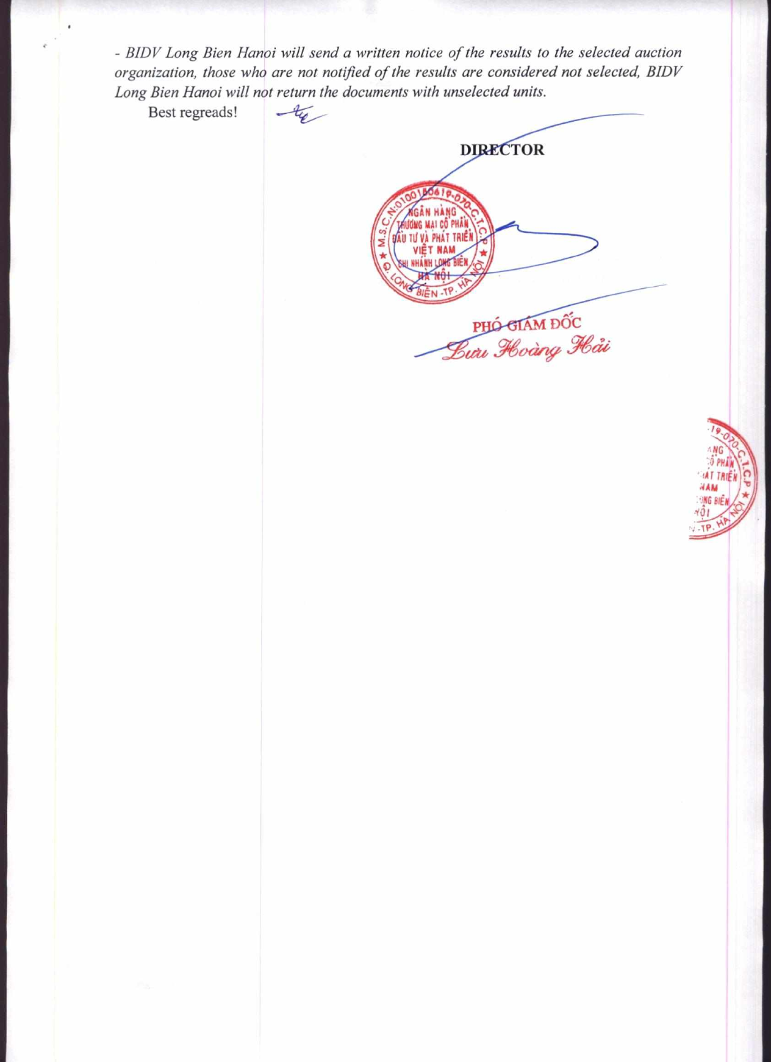*- BIDV Long Bien Hanoi will send a written notice of the results to the selected auction organization, those who are not notified of the results are considered not selected, BIDV Long Bien Hanoi will not return the documents with unselected units.*

Best regreads!

**DIRECTOR**

NGÂN HÀNG THƯƠNG MẠI CỔ PHẦN ĐẦU TƯ VÀ PHÁT TRIỂN VIỆT NAM CHI NHÁNH LONG BIÊN HÀ NỘI

M.S.C.N: 0100150619-070-C.T.C.P ★ Q. LONG BIÊN - TP. HÀ NỘI

PHÓ GIÁM ĐỐC

Lưu Hoàng Hải